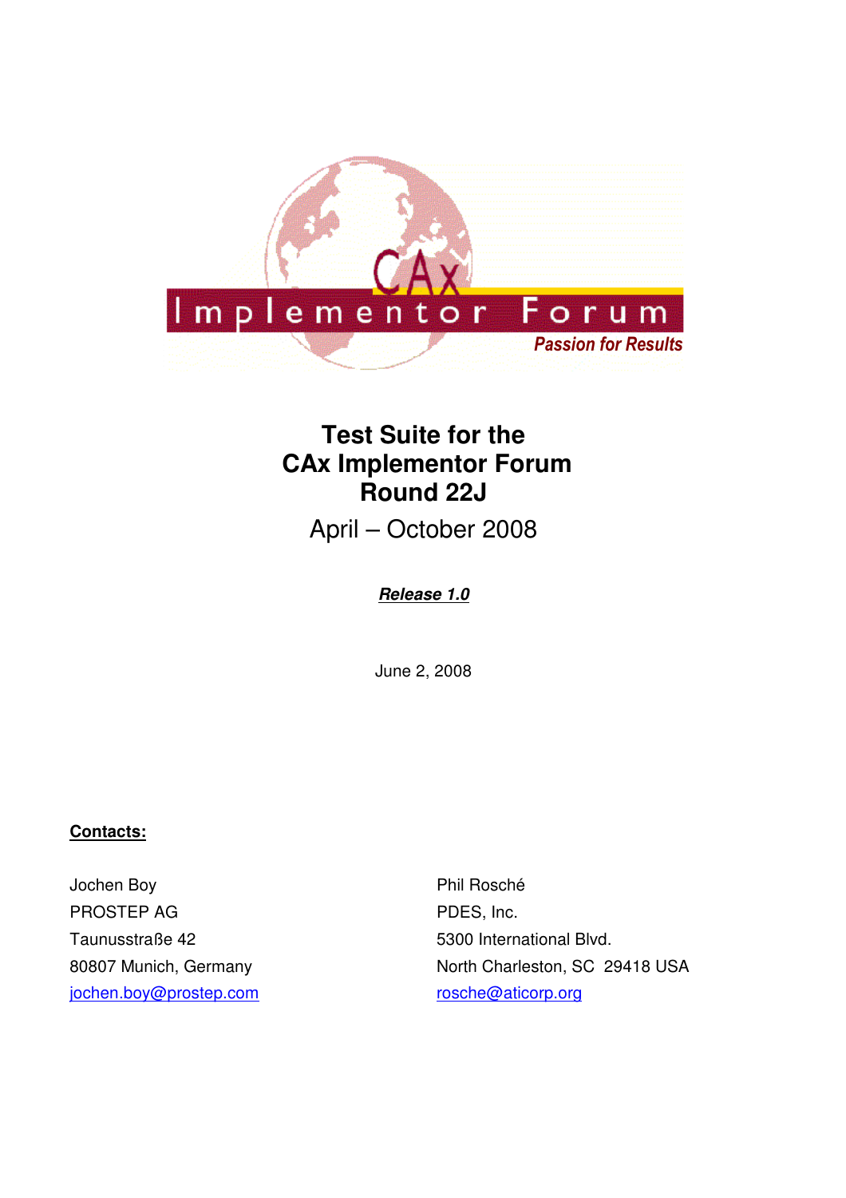# Test Suite for the CAx Implementor Forum Round 22J

April – October 2008

***Release 1.0***

June 2, 2008

**Contacts:**

Jochen Boy
PROSTEP AG
Taunusstraße 42
80807 Munich, Germany
jochen.boy@prostep.com

Phil Rosché
PDES, Inc.
5300 International Blvd.
North Charleston, SC 29418 USA
rosche@aticorp.org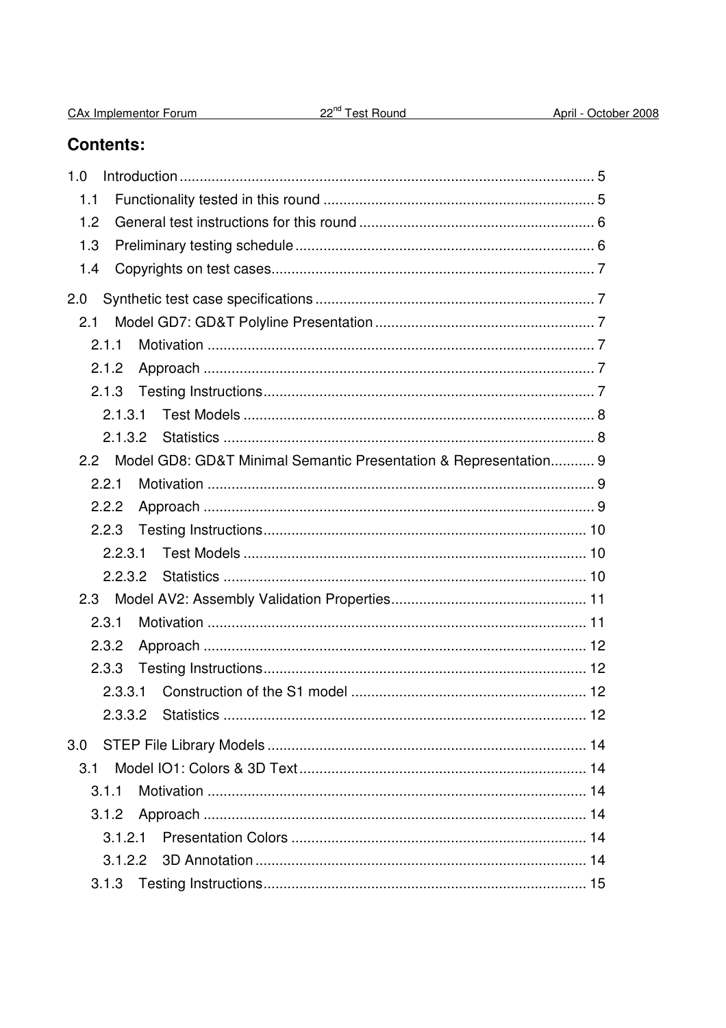## Contents:

1.0 Introduction ........................................................................................................ 5
 1.1 Functionality tested in this round .................................................................... 5
 1.2 General test instructions for this round ........................................................... 6
 1.3 Preliminary testing schedule ........................................................................... 6
 1.4 Copyrights on test cases................................................................................. 7

2.0 Synthetic test case specifications ...................................................................... 7
 2.1 Model GD7: GD&T Polyline Presentation ....................................................... 7
  2.1.1 Motivation ................................................................................................ 7
  2.1.2 Approach ................................................................................................. 7
  2.1.3 Testing Instructions.................................................................................. 7
   2.1.3.1 Test Models ....................................................................................... 8
   2.1.3.2 Statistics ............................................................................................ 8
 2.2 Model GD8: GD&T Minimal Semantic Presentation & Representation........... 9
  2.2.1 Motivation ................................................................................................ 9
  2.2.2 Approach ................................................................................................. 9
  2.2.3 Testing Instructions................................................................................ 10
   2.2.3.1 Test Models ..................................................................................... 10
   2.2.3.2 Statistics .......................................................................................... 10
 2.3 Model AV2: Assembly Validation Properties................................................. 11
  2.3.1 Motivation .............................................................................................. 11
  2.3.2 Approach ............................................................................................... 12
  2.3.3 Testing Instructions................................................................................ 12
   2.3.3.1 Construction of the S1 model ........................................................... 12
   2.3.3.2 Statistics .......................................................................................... 12

3.0 STEP File Library Models ............................................................................... 14
 3.1 Model IO1: Colors & 3D Text ........................................................................ 14
  3.1.1 Motivation .............................................................................................. 14
  3.1.2 Approach ............................................................................................... 14
   3.1.2.1 Presentation Colors .......................................................................... 14
   3.1.2.2 3D Annotation .................................................................................. 14
  3.1.3 Testing Instructions................................................................................ 15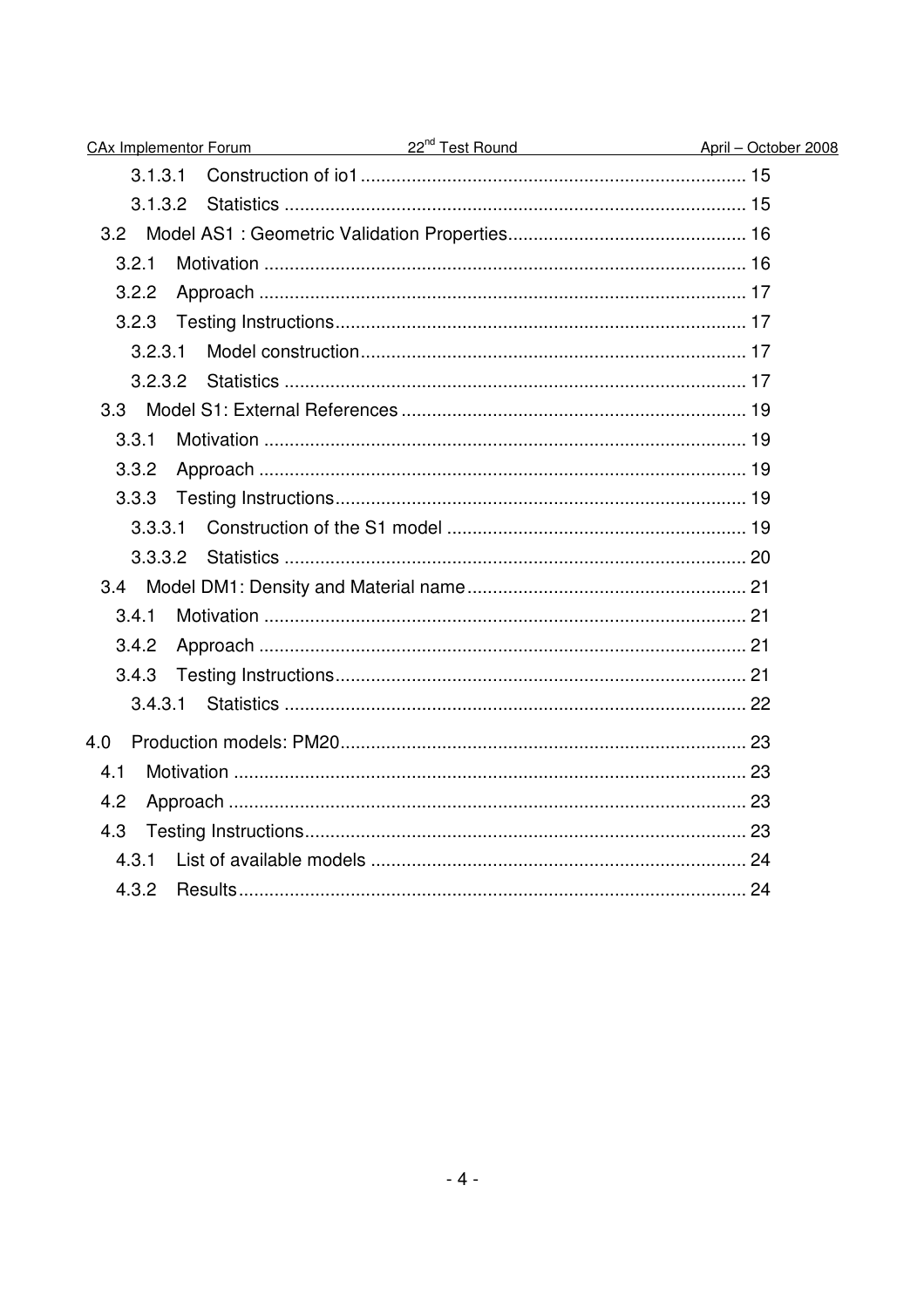3.1.3.1 Construction of io1 ........................................................................... 15

3.1.3.2 Statistics .......................................................................................... 15

3.2 Model AS1 : Geometric Validation Properties.............................................. 16

3.2.1 Motivation .............................................................................................. 16

3.2.2 Approach ............................................................................................... 17

3.2.3 Testing Instructions................................................................................ 17

3.2.3.1 Model construction........................................................................... 17

3.2.3.2 Statistics .......................................................................................... 17

3.3 Model S1: External References ................................................................... 19

3.3.1 Motivation .............................................................................................. 19

3.3.2 Approach ............................................................................................... 19

3.3.3 Testing Instructions................................................................................ 19

3.3.3.1 Construction of the S1 model ........................................................... 19

3.3.3.2 Statistics .......................................................................................... 20

3.4 Model DM1: Density and Material name...................................................... 21

3.4.1 Motivation .............................................................................................. 21

3.4.2 Approach ............................................................................................... 21

3.4.3 Testing Instructions................................................................................ 21

3.4.3.1 Statistics .......................................................................................... 22

4.0 Production models: PM20.............................................................................. 23

4.1 Motivation .................................................................................................... 23

4.2 Approach ..................................................................................................... 23

4.3 Testing Instructions...................................................................................... 23

4.3.1 List of available models ......................................................................... 24

4.3.2 Results................................................................................................... 24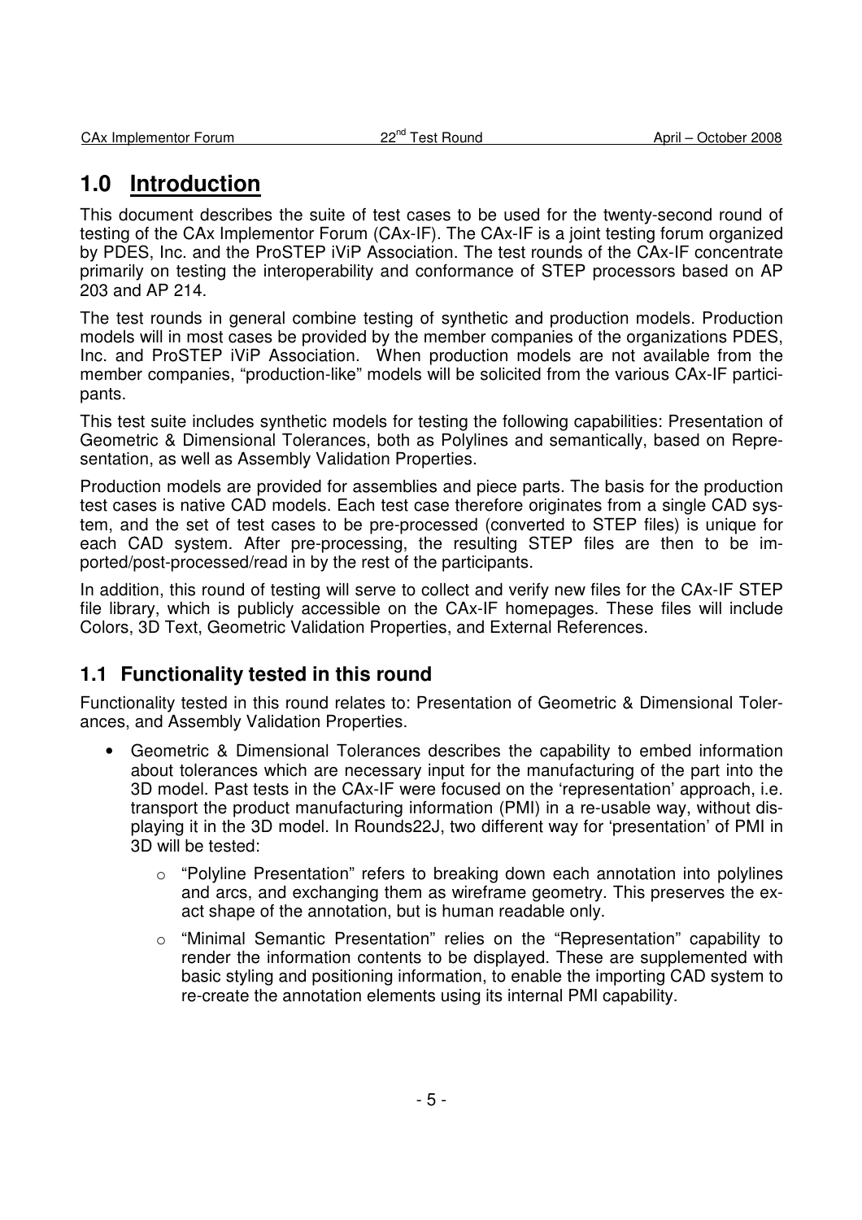# 1.0 Introduction

This document describes the suite of test cases to be used for the twenty-second round of testing of the CAx Implementor Forum (CAx-IF). The CAx-IF is a joint testing forum organized by PDES, Inc. and the ProSTEP iViP Association. The test rounds of the CAx-IF concentrate primarily on testing the interoperability and conformance of STEP processors based on AP 203 and AP 214.

The test rounds in general combine testing of synthetic and production models. Production models will in most cases be provided by the member companies of the organizations PDES, Inc. and ProSTEP iViP Association. When production models are not available from the member companies, "production-like" models will be solicited from the various CAx-IF participants.

This test suite includes synthetic models for testing the following capabilities: Presentation of Geometric & Dimensional Tolerances, both as Polylines and semantically, based on Representation, as well as Assembly Validation Properties.

Production models are provided for assemblies and piece parts. The basis for the production test cases is native CAD models. Each test case therefore originates from a single CAD system, and the set of test cases to be pre-processed (converted to STEP files) is unique for each CAD system. After pre-processing, the resulting STEP files are then to be imported/post-processed/read in by the rest of the participants.

In addition, this round of testing will serve to collect and verify new files for the CAx-IF STEP file library, which is publicly accessible on the CAx-IF homepages. These files will include Colors, 3D Text, Geometric Validation Properties, and External References.

## 1.1 Functionality tested in this round

Functionality tested in this round relates to: Presentation of Geometric & Dimensional Tolerances, and Assembly Validation Properties.

- Geometric & Dimensional Tolerances describes the capability to embed information about tolerances which are necessary input for the manufacturing of the part into the 3D model. Past tests in the CAx-IF were focused on the 'representation' approach, i.e. transport the product manufacturing information (PMI) in a re-usable way, without displaying it in the 3D model. In Rounds22J, two different way for 'presentation' of PMI in 3D will be tested:
  - "Polyline Presentation" refers to breaking down each annotation into polylines and arcs, and exchanging them as wireframe geometry. This preserves the exact shape of the annotation, but is human readable only.
  - "Minimal Semantic Presentation" relies on the "Representation" capability to render the information contents to be displayed. These are supplemented with basic styling and positioning information, to enable the importing CAD system to re-create the annotation elements using its internal PMI capability.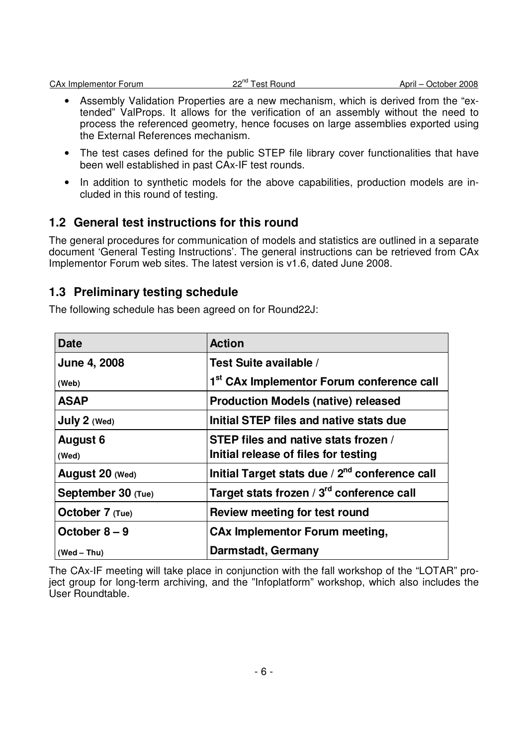- Assembly Validation Properties are a new mechanism, which is derived from the "extended" ValProps. It allows for the verification of an assembly without the need to process the referenced geometry, hence focuses on large assemblies exported using the External References mechanism.
- The test cases defined for the public STEP file library cover functionalities that have been well established in past CAx-IF test rounds.
- In addition to synthetic models for the above capabilities, production models are included in this round of testing.

## 1.2 General test instructions for this round

The general procedures for communication of models and statistics are outlined in a separate document 'General Testing Instructions'. The general instructions can be retrieved from CAx Implementor Forum web sites. The latest version is v1.6, dated June 2008.

## 1.3 Preliminary testing schedule

The following schedule has been agreed on for Round22J:

| Date | Action |
|---|---|
| **June 4, 2008** (Web) | **Test Suite available / 1st CAx Implementor Forum conference call** |
| **ASAP** | **Production Models (native) released** |
| **July 2** (Wed) | **Initial STEP files and native stats due** |
| **August 6** (Wed) | **STEP files and native stats frozen / Initial release of files for testing** |
| **August 20** (Wed) | **Initial Target stats due / 2nd conference call** |
| **September 30** (Tue) | **Target stats frozen / 3rd conference call** |
| **October 7** (Tue) | **Review meeting for test round** |
| **October 8 – 9** (Wed – Thu) | **CAx Implementor Forum meeting, Darmstadt, Germany** |

The CAx-IF meeting will take place in conjunction with the fall workshop of the "LOTAR" project group for long-term archiving, and the "Infoplatform" workshop, which also includes the User Roundtable.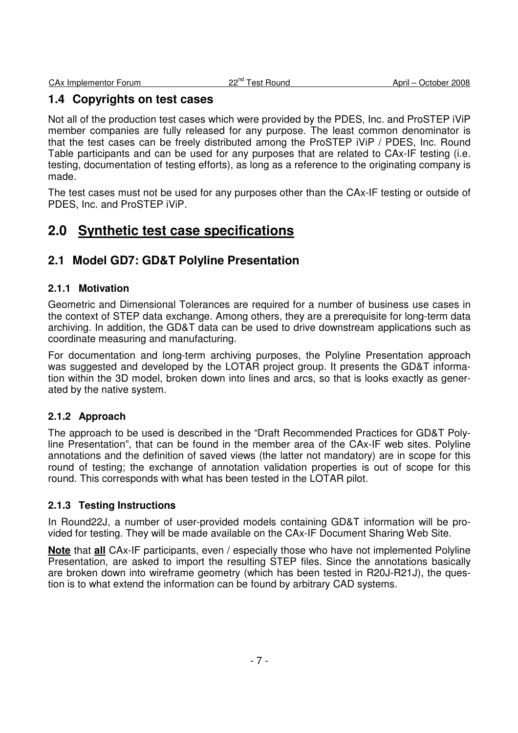## 1.4 Copyrights on test cases

Not all of the production test cases which were provided by the PDES, Inc. and ProSTEP iViP member companies are fully released for any purpose. The least common denominator is that the test cases can be freely distributed among the ProSTEP iViP / PDES, Inc. Round Table participants and can be used for any purposes that are related to CAx-IF testing (i.e. testing, documentation of testing efforts), as long as a reference to the originating company is made.

The test cases must not be used for any purposes other than the CAx-IF testing or outside of PDES, Inc. and ProSTEP iViP.

# 2.0 Synthetic test case specifications

## 2.1 Model GD7: GD&T Polyline Presentation

### 2.1.1 Motivation

Geometric and Dimensional Tolerances are required for a number of business use cases in the context of STEP data exchange. Among others, they are a prerequisite for long-term data archiving. In addition, the GD&T data can be used to drive downstream applications such as coordinate measuring and manufacturing.

For documentation and long-term archiving purposes, the Polyline Presentation approach was suggested and developed by the LOTAR project group. It presents the GD&T information within the 3D model, broken down into lines and arcs, so that is looks exactly as generated by the native system.

### 2.1.2 Approach

The approach to be used is described in the "Draft Recommended Practices for GD&T Polyline Presentation", that can be found in the member area of the CAx-IF web sites. Polyline annotations and the definition of saved views (the latter not mandatory) are in scope for this round of testing; the exchange of annotation validation properties is out of scope for this round. This corresponds with what has been tested in the LOTAR pilot.

### 2.1.3 Testing Instructions

In Round22J, a number of user-provided models containing GD&T information will be provided for testing. They will be made available on the CAx-IF Document Sharing Web Site.

**Note** that **all** CAx-IF participants, even / especially those who have not implemented Polyline Presentation, are asked to import the resulting STEP files. Since the annotations basically are broken down into wireframe geometry (which has been tested in R20J-R21J), the question is to what extend the information can be found by arbitrary CAD systems.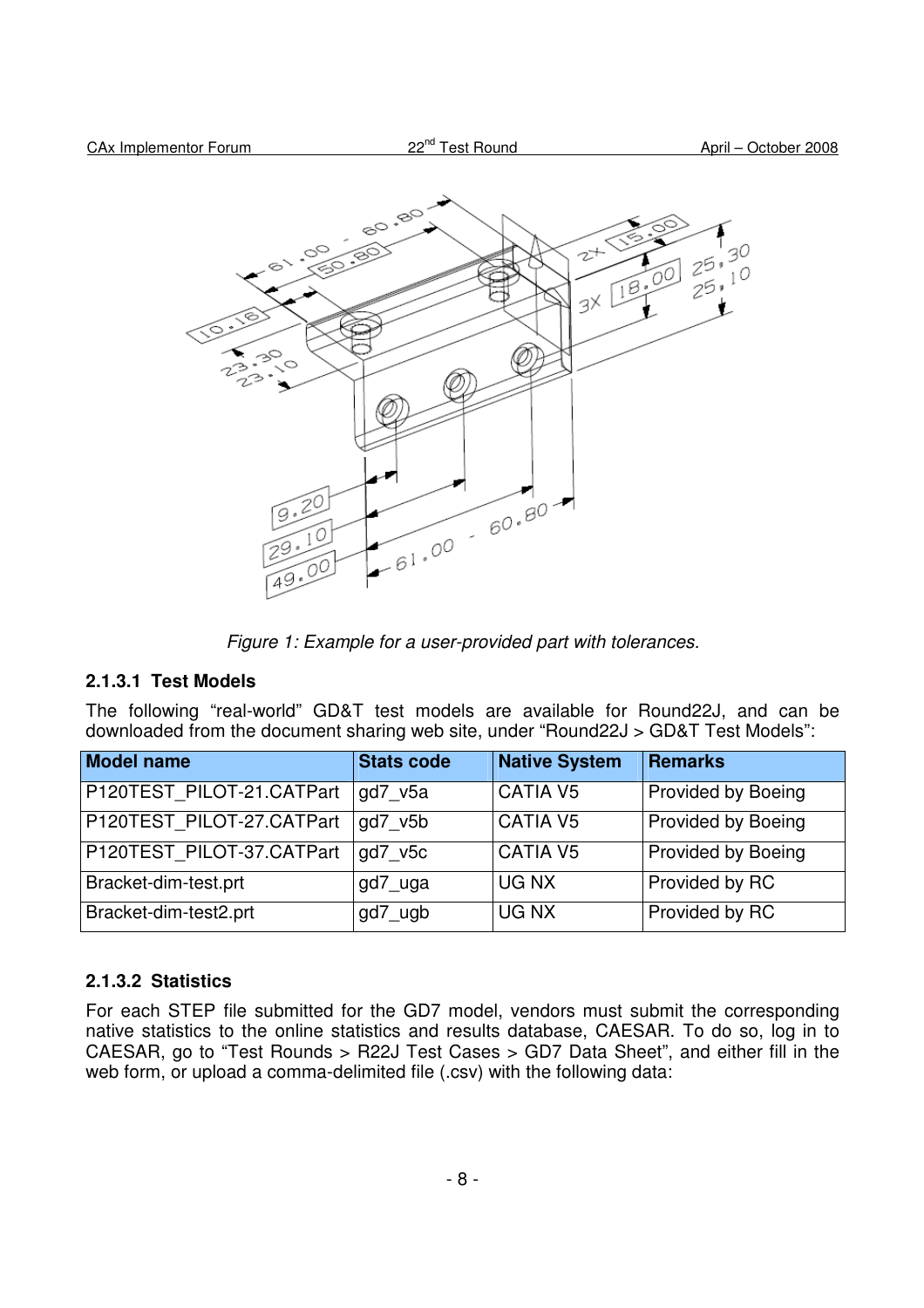*Figure 1: Example for a user-provided part with tolerances.*

#### 2.1.3.1 Test Models

The following "real-world" GD&T test models are available for Round22J, and can be downloaded from the document sharing web site, under "Round22J > GD&T Test Models":

| Model name | Stats code | Native System | Remarks |
|---|---|---|---|
| P120TEST_PILOT-21.CATPart | gd7_v5a | CATIA V5 | Provided by Boeing |
| P120TEST_PILOT-27.CATPart | gd7_v5b | CATIA V5 | Provided by Boeing |
| P120TEST_PILOT-37.CATPart | gd7_v5c | CATIA V5 | Provided by Boeing |
| Bracket-dim-test.prt | gd7_uga | UG NX | Provided by RC |
| Bracket-dim-test2.prt | gd7_ugb | UG NX | Provided by RC |

#### 2.1.3.2 Statistics

For each STEP file submitted for the GD7 model, vendors must submit the corresponding native statistics to the online statistics and results database, CAESAR. To do so, log in to CAESAR, go to "Test Rounds > R22J Test Cases > GD7 Data Sheet", and either fill in the web form, or upload a comma-delimited file (.csv) with the following data: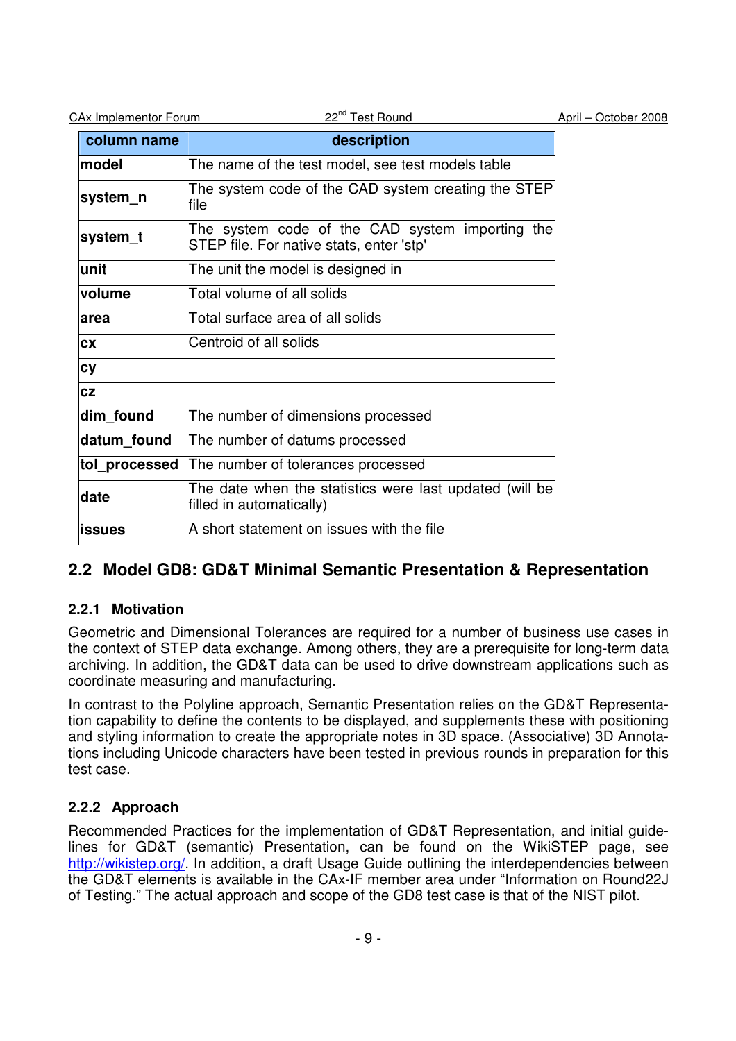| column name | description |
|---|---|
| **model** | The name of the test model, see test models table |
| **system_n** | The system code of the CAD system creating the STEP file |
| **system_t** | The system code of the CAD system importing the STEP file. For native stats, enter 'stp' |
| **unit** | The unit the model is designed in |
| **volume** | Total volume of all solids |
| **area** | Total surface area of all solids |
| **cx** | Centroid of all solids |
| **cy** | |
| **cz** | |
| **dim_found** | The number of dimensions processed |
| **datum_found** | The number of datums processed |
| **tol_processed** | The number of tolerances processed |
| **date** | The date when the statistics were last updated (will be filled in automatically) |
| **issues** | A short statement on issues with the file |

## 2.2 Model GD8: GD&T Minimal Semantic Presentation & Representation

### 2.2.1 Motivation

Geometric and Dimensional Tolerances are required for a number of business use cases in the context of STEP data exchange. Among others, they are a prerequisite for long-term data archiving. In addition, the GD&T data can be used to drive downstream applications such as coordinate measuring and manufacturing.

In contrast to the Polyline approach, Semantic Presentation relies on the GD&T Representation capability to define the contents to be displayed, and supplements these with positioning and styling information to create the appropriate notes in 3D space. (Associative) 3D Annotations including Unicode characters have been tested in previous rounds in preparation for this test case.

### 2.2.2 Approach

Recommended Practices for the implementation of GD&T Representation, and initial guidelines for GD&T (semantic) Presentation, can be found on the WikiSTEP page, see http://wikistep.org/. In addition, a draft Usage Guide outlining the interdependencies between the GD&T elements is available in the CAx-IF member area under "Information on Round22J of Testing." The actual approach and scope of the GD8 test case is that of the NIST pilot.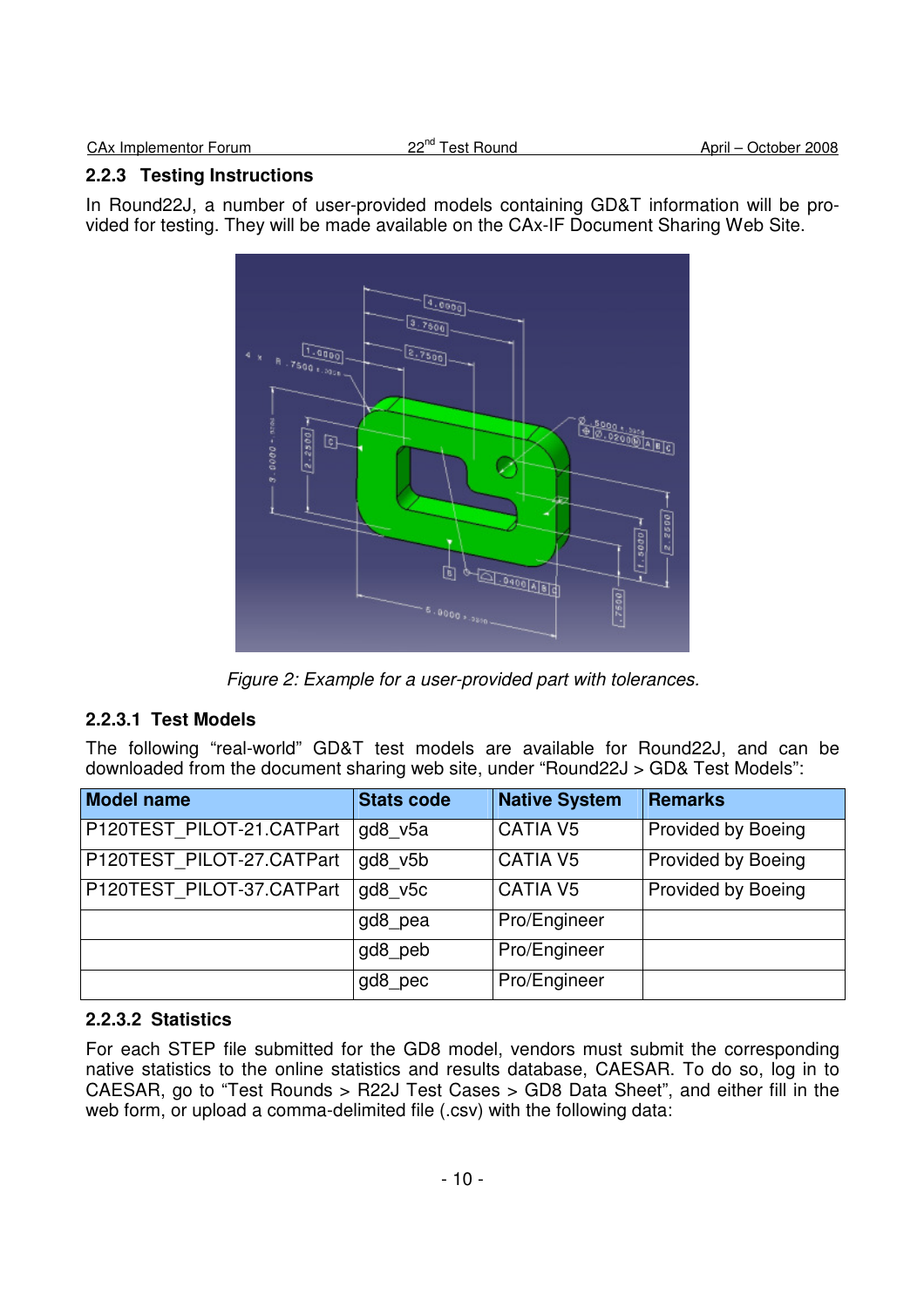### 2.2.3 Testing Instructions

In Round22J, a number of user-provided models containing GD&T information will be provided for testing. They will be made available on the CAx-IF Document Sharing Web Site.

*Figure 2: Example for a user-provided part with tolerances.*

#### 2.2.3.1 Test Models

The following "real-world" GD&T test models are available for Round22J, and can be downloaded from the document sharing web site, under "Round22J > GD& Test Models":

| Model name | Stats code | Native System | Remarks |
|---|---|---|---|
| P120TEST_PILOT-21.CATPart | gd8_v5a | CATIA V5 | Provided by Boeing |
| P120TEST_PILOT-27.CATPart | gd8_v5b | CATIA V5 | Provided by Boeing |
| P120TEST_PILOT-37.CATPart | gd8_v5c | CATIA V5 | Provided by Boeing |
| | gd8_pea | Pro/Engineer | |
| | gd8_peb | Pro/Engineer | |
| | gd8_pec | Pro/Engineer | |

#### 2.2.3.2 Statistics

For each STEP file submitted for the GD8 model, vendors must submit the corresponding native statistics to the online statistics and results database, CAESAR. To do so, log in to CAESAR, go to "Test Rounds > R22J Test Cases > GD8 Data Sheet", and either fill in the web form, or upload a comma-delimited file (.csv) with the following data: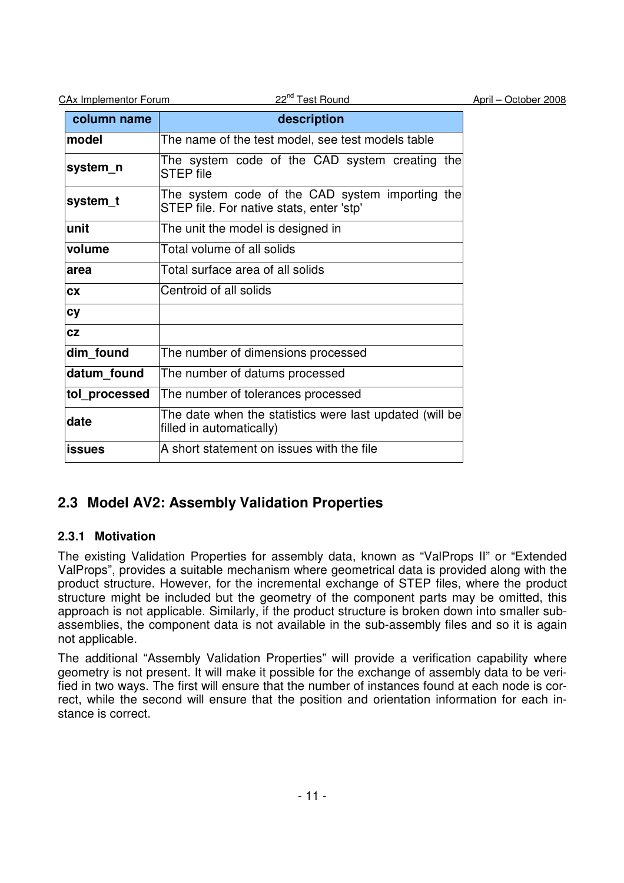| column name | description |
| --- | --- |
| **model** | The name of the test model, see test models table |
| **system_n** | The system code of the CAD system creating the STEP file |
| **system_t** | The system code of the CAD system importing the STEP file. For native stats, enter 'stp' |
| **unit** | The unit the model is designed in |
| **volume** | Total volume of all solids |
| **area** | Total surface area of all solids |
| **cx** | Centroid of all solids |
| **cy** | |
| **cz** | |
| **dim_found** | The number of dimensions processed |
| **datum_found** | The number of datums processed |
| **tol_processed** | The number of tolerances processed |
| **date** | The date when the statistics were last updated (will be filled in automatically) |
| **issues** | A short statement on issues with the file |

## 2.3 Model AV2: Assembly Validation Properties

### 2.3.1 Motivation

The existing Validation Properties for assembly data, known as "ValProps II" or "Extended ValProps", provides a suitable mechanism where geometrical data is provided along with the product structure. However, for the incremental exchange of STEP files, where the product structure might be included but the geometry of the component parts may be omitted, this approach is not applicable. Similarly, if the product structure is broken down into smaller sub-assemblies, the component data is not available in the sub-assembly files and so it is again not applicable.

The additional "Assembly Validation Properties" will provide a verification capability where geometry is not present. It will make it possible for the exchange of assembly data to be verified in two ways. The first will ensure that the number of instances found at each node is correct, while the second will ensure that the position and orientation information for each instance is correct.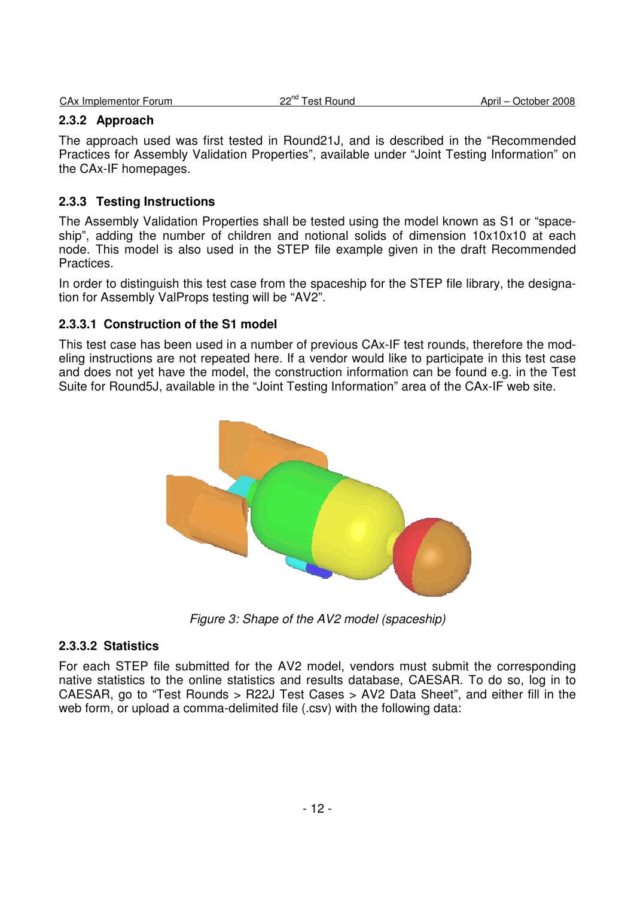### 2.3.2 Approach

The approach used was first tested in Round21J, and is described in the "Recommended Practices for Assembly Validation Properties", available under "Joint Testing Information" on the CAx-IF homepages.

### 2.3.3 Testing Instructions

The Assembly Validation Properties shall be tested using the model known as S1 or "spaceship", adding the number of children and notional solids of dimension 10x10x10 at each node. This model is also used in the STEP file example given in the draft Recommended Practices.

In order to distinguish this test case from the spaceship for the STEP file library, the designation for Assembly ValProps testing will be "AV2".

#### 2.3.3.1 Construction of the S1 model

This test case has been used in a number of previous CAx-IF test rounds, therefore the modeling instructions are not repeated here. If a vendor would like to participate in this test case and does not yet have the model, the construction information can be found e.g. in the Test Suite for Round5J, available in the "Joint Testing Information" area of the CAx-IF web site.

*Figure 3: Shape of the AV2 model (spaceship)*

#### 2.3.3.2 Statistics

For each STEP file submitted for the AV2 model, vendors must submit the corresponding native statistics to the online statistics and results database, CAESAR. To do so, log in to CAESAR, go to "Test Rounds > R22J Test Cases > AV2 Data Sheet", and either fill in the web form, or upload a comma-delimited file (.csv) with the following data: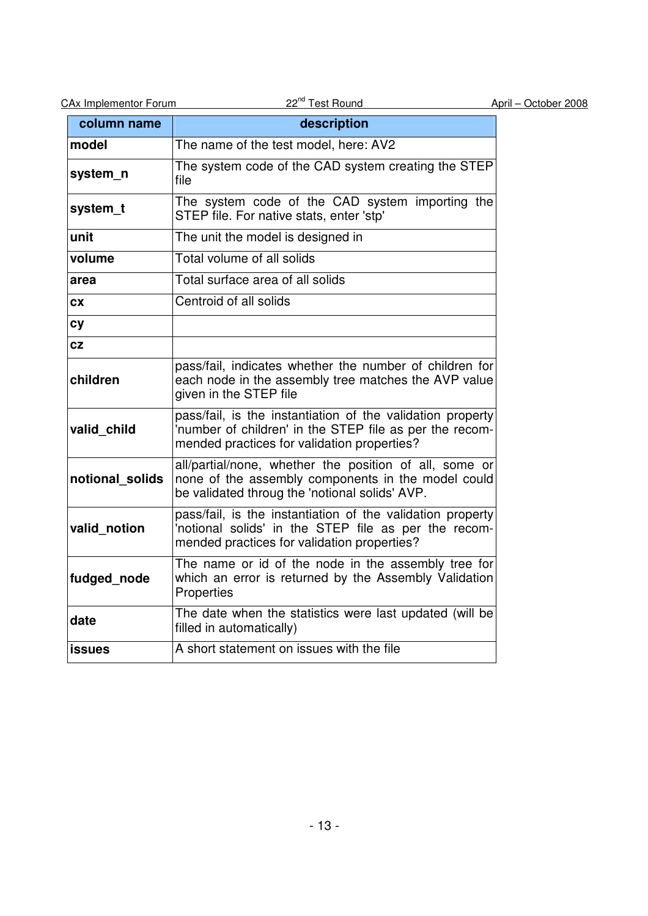| column name | description |
|---|---|
| **model** | The name of the test model, here: AV2 |
| **system_n** | The system code of the CAD system creating the STEP file |
| **system_t** | The system code of the CAD system importing the STEP file. For native stats, enter 'stp' |
| **unit** | The unit the model is designed in |
| **volume** | Total volume of all solids |
| **area** | Total surface area of all solids |
| **cx** | Centroid of all solids |
| **cy** | |
| **cz** | |
| **children** | pass/fail, indicates whether the number of children for each node in the assembly tree matches the AVP value given in the STEP file |
| **valid_child** | pass/fail, is the instantiation of the validation property 'number of children' in the STEP file as per the recommended practices for validation properties? |
| **notional_solids** | all/partial/none, whether the position of all, some or none of the assembly components in the model could be validated throug the 'notional solids' AVP. |
| **valid_notion** | pass/fail, is the instantiation of the validation property 'notional solids' in the STEP file as per the recommended practices for validation properties? |
| **fudged_node** | The name or id of the node in the assembly tree for which an error is returned by the Assembly Validation Properties |
| **date** | The date when the statistics were last updated (will be filled in automatically) |
| **issues** | A short statement on issues with the file |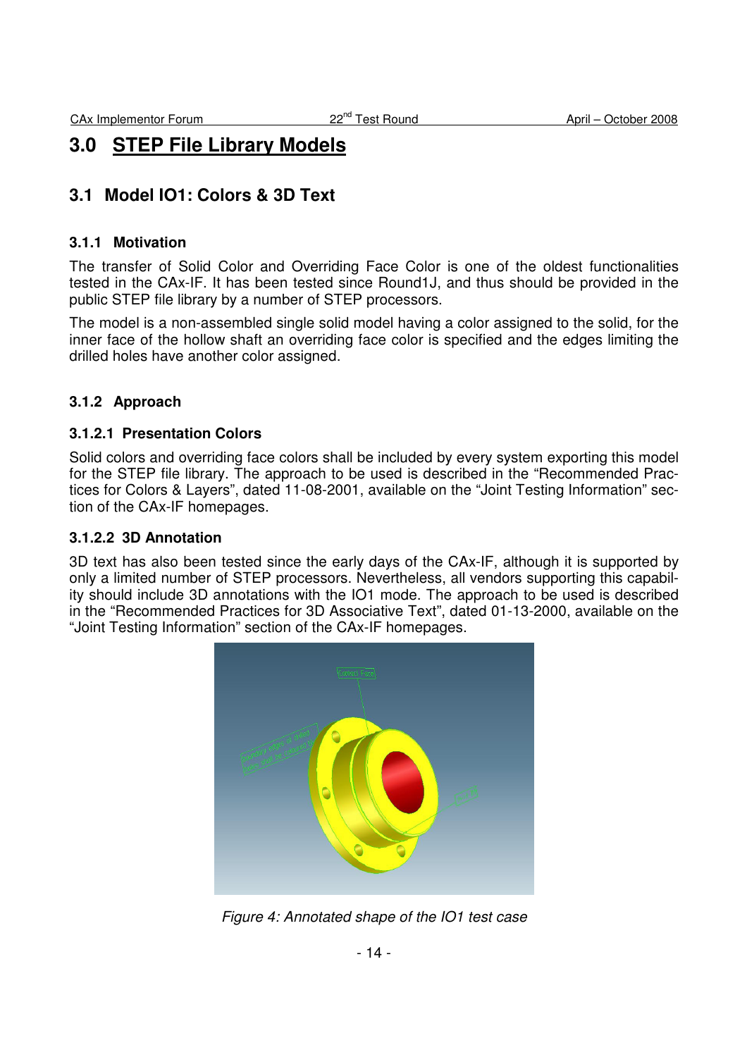# 3.0 STEP File Library Models

## 3.1 Model IO1: Colors & 3D Text

### 3.1.1 Motivation

The transfer of Solid Color and Overriding Face Color is one of the oldest functionalities tested in the CAx-IF. It has been tested since Round1J, and thus should be provided in the public STEP file library by a number of STEP processors.

The model is a non-assembled single solid model having a color assigned to the solid, for the inner face of the hollow shaft an overriding face color is specified and the edges limiting the drilled holes have another color assigned.

### 3.1.2 Approach

#### 3.1.2.1 Presentation Colors

Solid colors and overriding face colors shall be included by every system exporting this model for the STEP file library. The approach to be used is described in the "Recommended Practices for Colors & Layers", dated 11-08-2001, available on the "Joint Testing Information" section of the CAx-IF homepages.

#### 3.1.2.2 3D Annotation

3D text has also been tested since the early days of the CAx-IF, although it is supported by only a limited number of STEP processors. Nevertheless, all vendors supporting this capability should include 3D annotations with the IO1 mode. The approach to be used is described in the "Recommended Practices for 3D Associative Text", dated 01-13-2000, available on the "Joint Testing Information" section of the CAx-IF homepages.

*Figure 4: Annotated shape of the IO1 test case*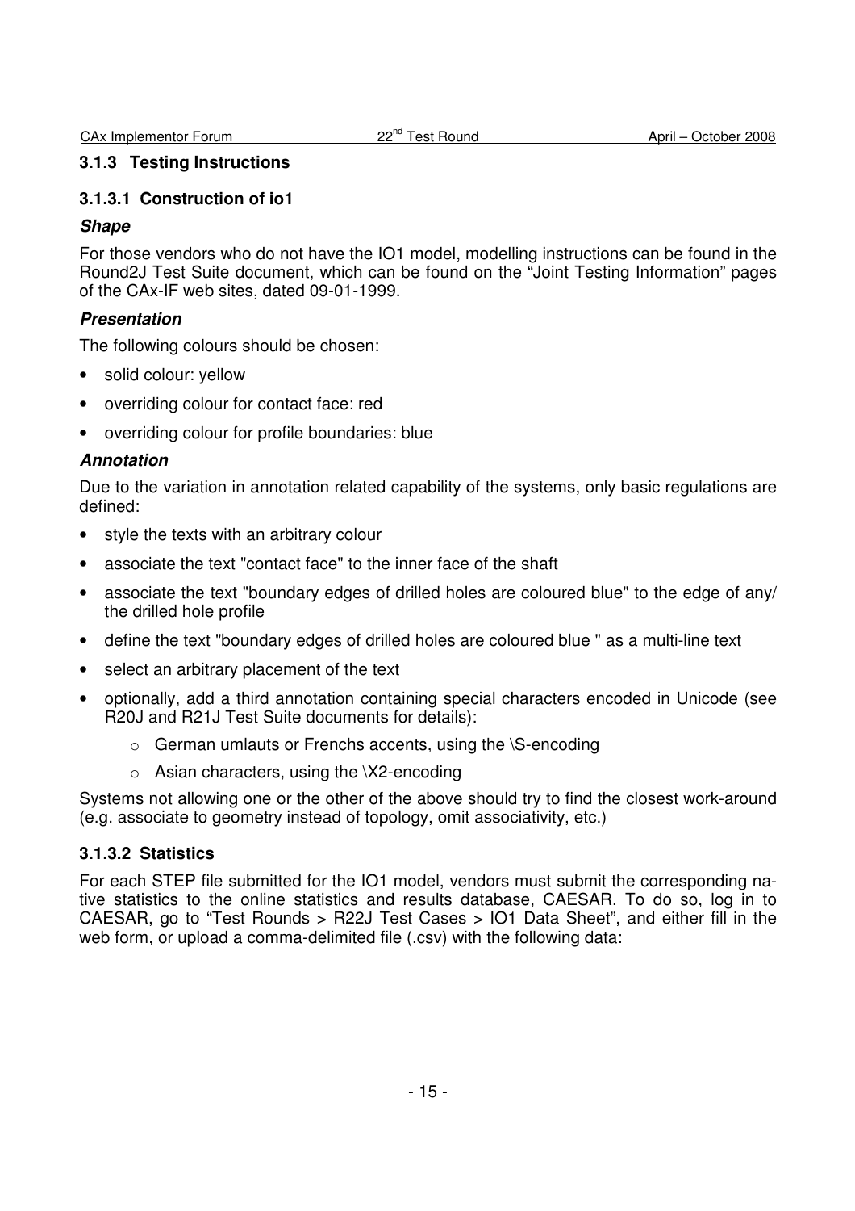### 3.1.3 Testing Instructions

#### 3.1.3.1 Construction of io1

***Shape***

For those vendors who do not have the IO1 model, modelling instructions can be found in the Round2J Test Suite document, which can be found on the "Joint Testing Information" pages of the CAx-IF web sites, dated 09-01-1999.

***Presentation***

The following colours should be chosen:

- solid colour: yellow
- overriding colour for contact face: red
- overriding colour for profile boundaries: blue

***Annotation***

Due to the variation in annotation related capability of the systems, only basic regulations are defined:

- style the texts with an arbitrary colour
- associate the text "contact face" to the inner face of the shaft
- associate the text "boundary edges of drilled holes are coloured blue" to the edge of any/ the drilled hole profile
- define the text "boundary edges of drilled holes are coloured blue " as a multi-line text
- select an arbitrary placement of the text
- optionally, add a third annotation containing special characters encoded in Unicode (see R20J and R21J Test Suite documents for details):
    - German umlauts or Frenchs accents, using the \S-encoding
    - Asian characters, using the \X2-encoding

Systems not allowing one or the other of the above should try to find the closest work-around (e.g. associate to geometry instead of topology, omit associativity, etc.)

#### 3.1.3.2 Statistics

For each STEP file submitted for the IO1 model, vendors must submit the corresponding native statistics to the online statistics and results database, CAESAR. To do so, log in to CAESAR, go to "Test Rounds > R22J Test Cases > IO1 Data Sheet", and either fill in the web form, or upload a comma-delimited file (.csv) with the following data: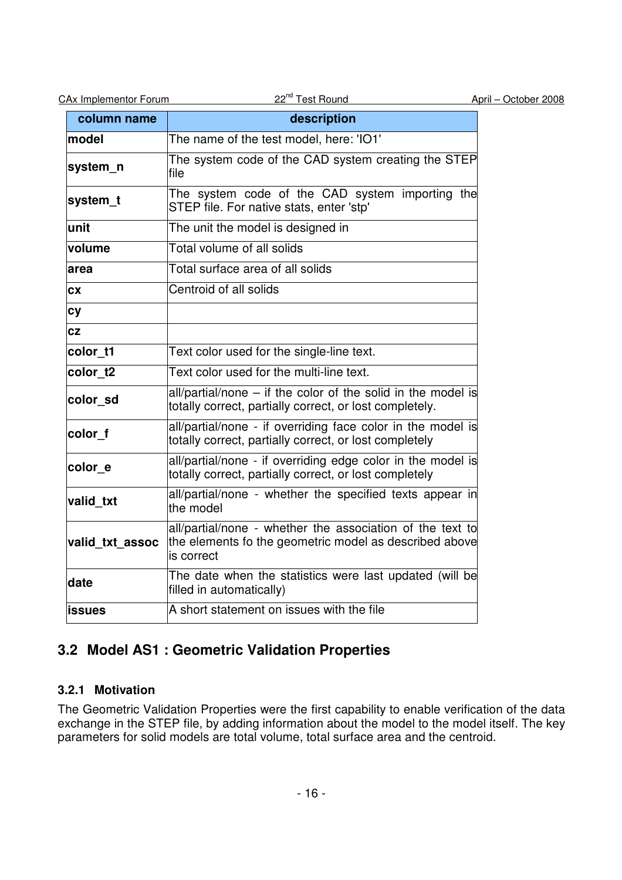| column name | description |
|---|---|
| **model** | The name of the test model, here: 'IO1' |
| **system_n** | The system code of the CAD system creating the STEP file |
| **system_t** | The system code of the CAD system importing the STEP file. For native stats, enter 'stp' |
| **unit** | The unit the model is designed in |
| **volume** | Total volume of all solids |
| **area** | Total surface area of all solids |
| **cx** | Centroid of all solids |
| **cy** | |
| **cz** | |
| **color_t1** | Text color used for the single-line text. |
| **color_t2** | Text color used for the multi-line text. |
| **color_sd** | all/partial/none – if the color of the solid in the model is totally correct, partially correct, or lost completely. |
| **color_f** | all/partial/none - if overriding face color in the model is totally correct, partially correct, or lost completely |
| **color_e** | all/partial/none - if overriding edge color in the model is totally correct, partially correct, or lost completely |
| **valid_txt** | all/partial/none - whether the specified texts appear in the model |
| **valid_txt_assoc** | all/partial/none - whether the association of the text to the elements fo the geometric model as described above is correct |
| **date** | The date when the statistics were last updated (will be filled in automatically) |
| **issues** | A short statement on issues with the file |

## 3.2 Model AS1 : Geometric Validation Properties

### 3.2.1 Motivation

The Geometric Validation Properties were the first capability to enable verification of the data exchange in the STEP file, by adding information about the model to the model itself. The key parameters for solid models are total volume, total surface area and the centroid.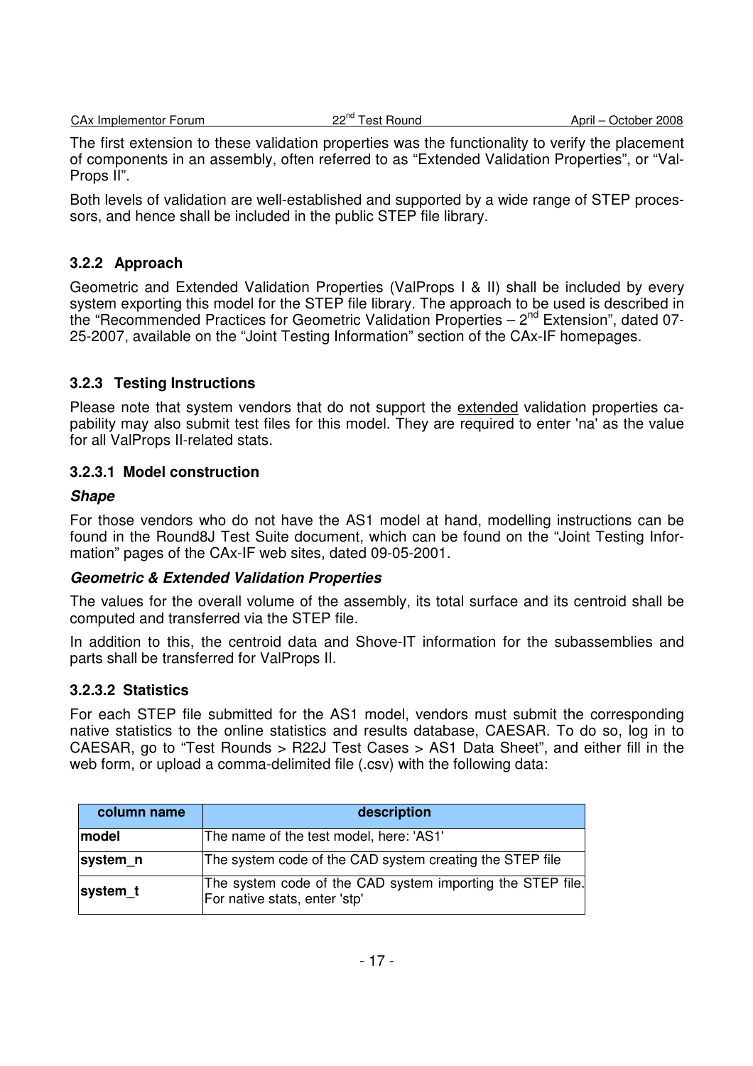The first extension to these validation properties was the functionality to verify the placement of components in an assembly, often referred to as "Extended Validation Properties", or "Val-Props II".

Both levels of validation are well-established and supported by a wide range of STEP processors, and hence shall be included in the public STEP file library.

### 3.2.2 Approach

Geometric and Extended Validation Properties (ValProps I & II) shall be included by every system exporting this model for the STEP file library. The approach to be used is described in the "Recommended Practices for Geometric Validation Properties – 2nd Extension", dated 07-25-2007, available on the "Joint Testing Information" section of the CAx-IF homepages.

### 3.2.3 Testing Instructions

Please note that system vendors that do not support the extended validation properties capability may also submit test files for this model. They are required to enter 'na' as the value for all ValProps II-related stats.

#### 3.2.3.1 Model construction

***Shape***

For those vendors who do not have the AS1 model at hand, modelling instructions can be found in the Round8J Test Suite document, which can be found on the "Joint Testing Information" pages of the CAx-IF web sites, dated 09-05-2001.

***Geometric & Extended Validation Properties***

The values for the overall volume of the assembly, its total surface and its centroid shall be computed and transferred via the STEP file.

In addition to this, the centroid data and Shove-IT information for the subassemblies and parts shall be transferred for ValProps II.

#### 3.2.3.2 Statistics

For each STEP file submitted for the AS1 model, vendors must submit the corresponding native statistics to the online statistics and results database, CAESAR. To do so, log in to CAESAR, go to "Test Rounds > R22J Test Cases > AS1 Data Sheet", and either fill in the web form, or upload a comma-delimited file (.csv) with the following data:

| column name | description |
|---|---|
| **model** | The name of the test model, here: 'AS1' |
| **system_n** | The system code of the CAD system creating the STEP file |
| **system_t** | The system code of the CAD system importing the STEP file. For native stats, enter 'stp' |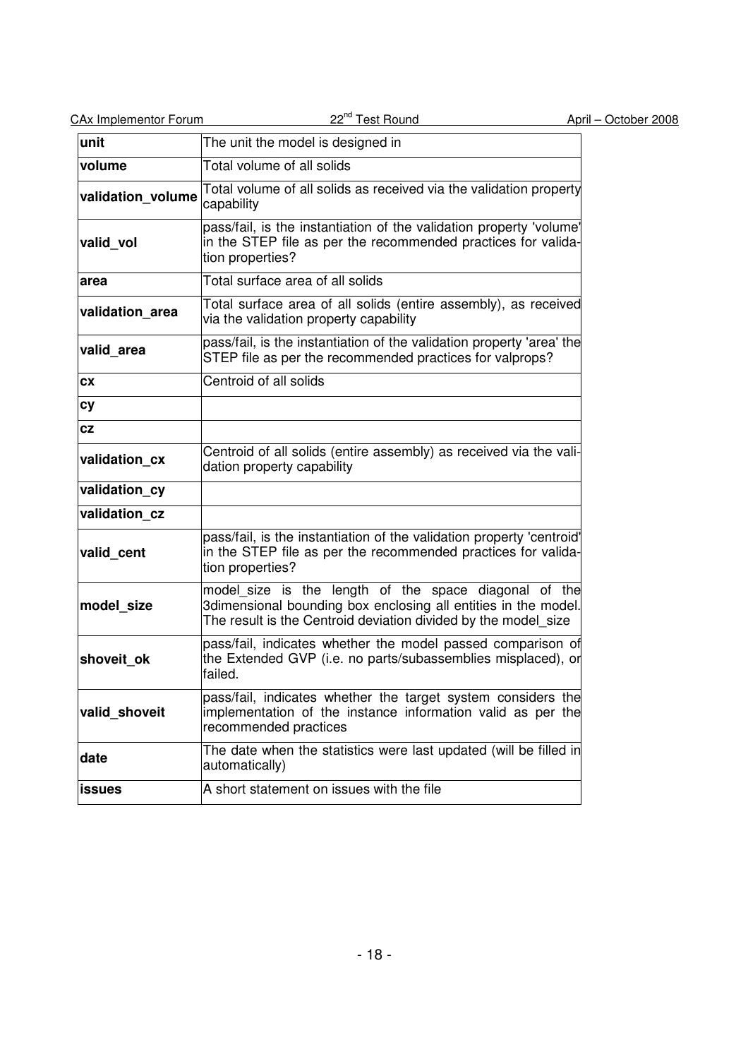| | |
|---|---|
| **unit** | The unit the model is designed in |
| **volume** | Total volume of all solids |
| **validation_volume** | Total volume of all solids as received via the validation property capability |
| **valid_vol** | pass/fail, is the instantiation of the validation property 'volume' in the STEP file as per the recommended practices for validation properties? |
| **area** | Total surface area of all solids |
| **validation_area** | Total surface area of all solids (entire assembly), as received via the validation property capability |
| **valid_area** | pass/fail, is the instantiation of the validation property 'area' the STEP file as per the recommended practices for valprops? |
| **cx** | Centroid of all solids |
| **cy** | |
| **cz** | |
| **validation_cx** | Centroid of all solids (entire assembly) as received via the validation property capability |
| **validation_cy** | |
| **validation_cz** | |
| **valid_cent** | pass/fail, is the instantiation of the validation property 'centroid' in the STEP file as per the recommended practices for validation properties? |
| **model_size** | model_size is the length of the space diagonal of the 3dimensional bounding box enclosing all entities in the model. The result is the Centroid deviation divided by the model_size |
| **shoveit_ok** | pass/fail, indicates whether the model passed comparison of the Extended GVP (i.e. no parts/subassemblies misplaced), or failed. |
| **valid_shoveit** | pass/fail, indicates whether the target system considers the implementation of the instance information valid as per the recommended practices |
| **date** | The date when the statistics were last updated (will be filled in automatically) |
| **issues** | A short statement on issues with the file |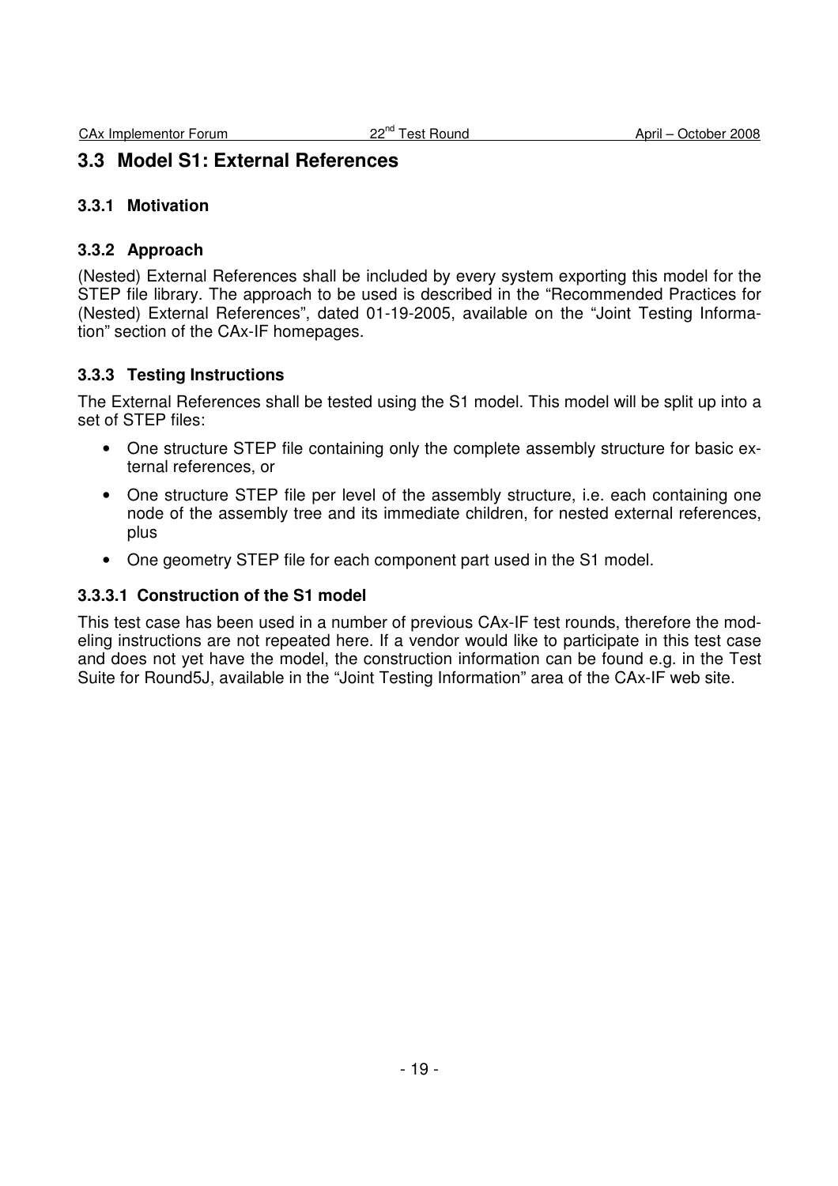## 3.3 Model S1: External References

### 3.3.1 Motivation

### 3.3.2 Approach

(Nested) External References shall be included by every system exporting this model for the STEP file library. The approach to be used is described in the "Recommended Practices for (Nested) External References", dated 01-19-2005, available on the "Joint Testing Information" section of the CAx-IF homepages.

### 3.3.3 Testing Instructions

The External References shall be tested using the S1 model. This model will be split up into a set of STEP files:

- One structure STEP file containing only the complete assembly structure for basic external references, or
- One structure STEP file per level of the assembly structure, i.e. each containing one node of the assembly tree and its immediate children, for nested external references, plus
- One geometry STEP file for each component part used in the S1 model.

#### 3.3.3.1 Construction of the S1 model

This test case has been used in a number of previous CAx-IF test rounds, therefore the modeling instructions are not repeated here. If a vendor would like to participate in this test case and does not yet have the model, the construction information can be found e.g. in the Test Suite for Round5J, available in the "Joint Testing Information" area of the CAx-IF web site.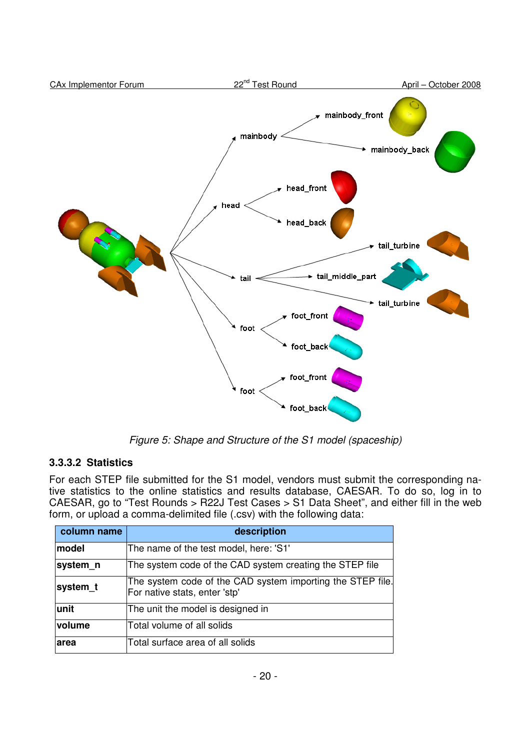*Figure 5: Shape and Structure of the S1 model (spaceship)*

#### 3.3.3.2 Statistics

For each STEP file submitted for the S1 model, vendors must submit the corresponding native statistics to the online statistics and results database, CAESAR. To do so, log in to CAESAR, go to "Test Rounds > R22J Test Cases > S1 Data Sheet", and either fill in the web form, or upload a comma-delimited file (.csv) with the following data:

| column name | description |
|---|---|
| **model** | The name of the test model, here: 'S1' |
| **system_n** | The system code of the CAD system creating the STEP file |
| **system_t** | The system code of the CAD system importing the STEP file. For native stats, enter 'stp' |
| **unit** | The unit the model is designed in |
| **volume** | Total volume of all solids |
| **area** | Total surface area of all solids |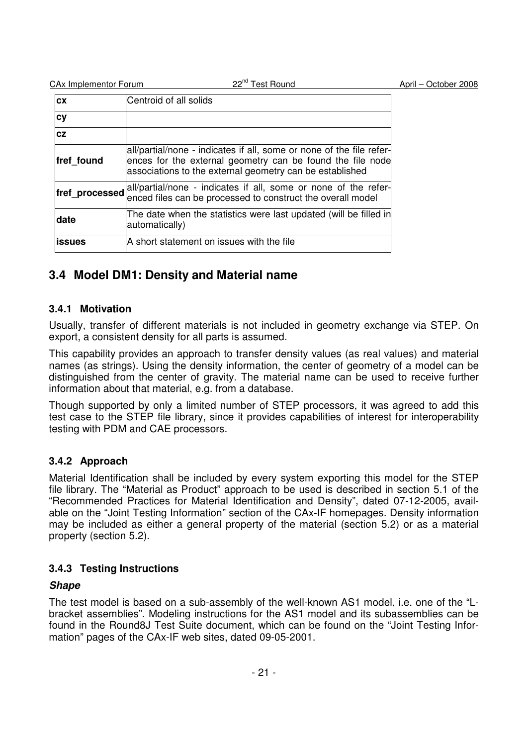| | |
|---|---|
| **cx** | Centroid of all solids |
| **cy** | |
| **cz** | |
| **fref_found** | all/partial/none - indicates if all, some or none of the file references for the external geometry can be found the file node associations to the external geometry can be established |
| **fref_processed** | all/partial/none - indicates if all, some or none of the referenced files can be processed to construct the overall model |
| **date** | The date when the statistics were last updated (will be filled in automatically) |
| **issues** | A short statement on issues with the file |

## 3.4 Model DM1: Density and Material name

### 3.4.1 Motivation

Usually, transfer of different materials is not included in geometry exchange via STEP. On export, a consistent density for all parts is assumed.

This capability provides an approach to transfer density values (as real values) and material names (as strings). Using the density information, the center of geometry of a model can be distinguished from the center of gravity. The material name can be used to receive further information about that material, e.g. from a database.

Though supported by only a limited number of STEP processors, it was agreed to add this test case to the STEP file library, since it provides capabilities of interest for interoperability testing with PDM and CAE processors.

### 3.4.2 Approach

Material Identification shall be included by every system exporting this model for the STEP file library. The "Material as Product" approach to be used is described in section 5.1 of the "Recommended Practices for Material Identification and Density", dated 07-12-2005, available on the "Joint Testing Information" section of the CAx-IF homepages. Density information may be included as either a general property of the material (section 5.2) or as a material property (section 5.2).

### 3.4.3 Testing Instructions

***Shape***

The test model is based on a sub-assembly of the well-known AS1 model, i.e. one of the "L-bracket assemblies". Modeling instructions for the AS1 model and its subassemblies can be found in the Round8J Test Suite document, which can be found on the "Joint Testing Information" pages of the CAx-IF web sites, dated 09-05-2001.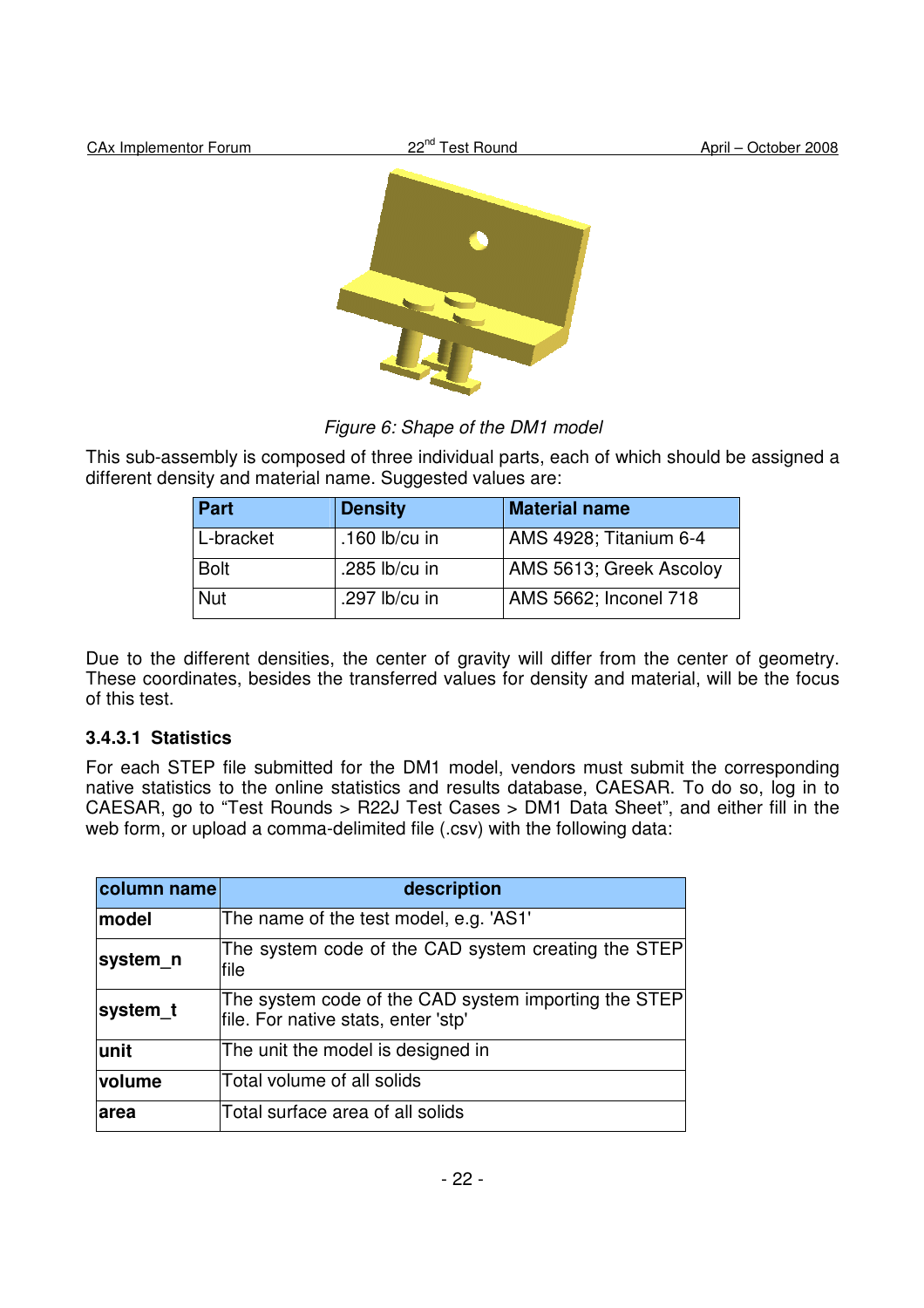*Figure 6: Shape of the DM1 model*

This sub-assembly is composed of three individual parts, each of which should be assigned a different density and material name. Suggested values are:

| Part | Density | Material name |
|---|---|---|
| L-bracket | .160 lb/cu in | AMS 4928; Titanium 6-4 |
| Bolt | .285 lb/cu in | AMS 5613; Greek Ascoloy |
| Nut | .297 lb/cu in | AMS 5662; Inconel 718 |

Due to the different densities, the center of gravity will differ from the center of geometry. These coordinates, besides the transferred values for density and material, will be the focus of this test.

### 3.4.3.1 Statistics

For each STEP file submitted for the DM1 model, vendors must submit the corresponding native statistics to the online statistics and results database, CAESAR. To do so, log in to CAESAR, go to "Test Rounds > R22J Test Cases > DM1 Data Sheet", and either fill in the web form, or upload a comma-delimited file (.csv) with the following data:

| column name | description |
|---|---|
| **model** | The name of the test model, e.g. 'AS1' |
| **system_n** | The system code of the CAD system creating the STEP file |
| **system_t** | The system code of the CAD system importing the STEP file. For native stats, enter 'stp' |
| **unit** | The unit the model is designed in |
| **volume** | Total volume of all solids |
| **area** | Total surface area of all solids |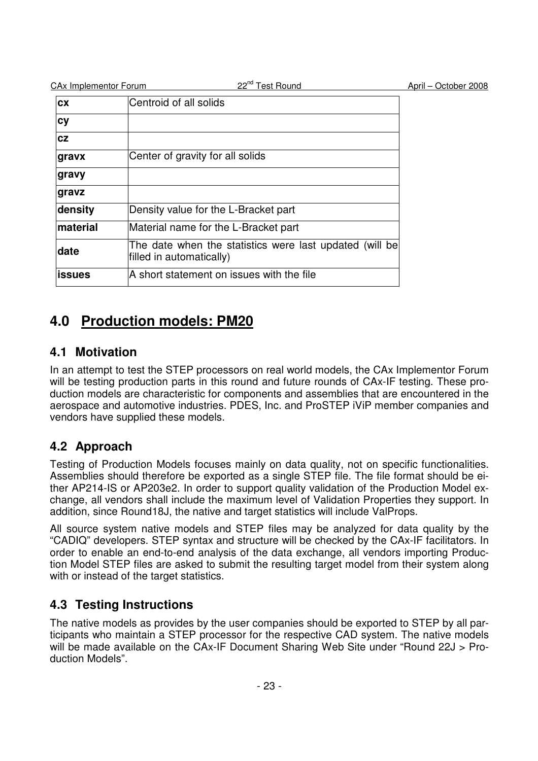| | |
|---|---|
| **cx** | Centroid of all solids |
| **cy** | |
| **cz** | |
| **gravx** | Center of gravity for all solids |
| **gravy** | |
| **gravz** | |
| **density** | Density value for the L-Bracket part |
| **material** | Material name for the L-Bracket part |
| **date** | The date when the statistics were last updated (will be filled in automatically) |
| **issues** | A short statement on issues with the file |

# 4.0 Production models: PM20

## 4.1 Motivation

In an attempt to test the STEP processors on real world models, the CAx Implementor Forum will be testing production parts in this round and future rounds of CAx-IF testing. These production models are characteristic for components and assemblies that are encountered in the aerospace and automotive industries. PDES, Inc. and ProSTEP iViP member companies and vendors have supplied these models.

## 4.2 Approach

Testing of Production Models focuses mainly on data quality, not on specific functionalities. Assemblies should therefore be exported as a single STEP file. The file format should be either AP214-IS or AP203e2. In order to support quality validation of the Production Model exchange, all vendors shall include the maximum level of Validation Properties they support. In addition, since Round18J, the native and target statistics will include ValProps.

All source system native models and STEP files may be analyzed for data quality by the "CADIQ" developers. STEP syntax and structure will be checked by the CAx-IF facilitators. In order to enable an end-to-end analysis of the data exchange, all vendors importing Production Model STEP files are asked to submit the resulting target model from their system along with or instead of the target statistics.

## 4.3 Testing Instructions

The native models as provides by the user companies should be exported to STEP by all participants who maintain a STEP processor for the respective CAD system. The native models will be made available on the CAx-IF Document Sharing Web Site under "Round 22J > Production Models".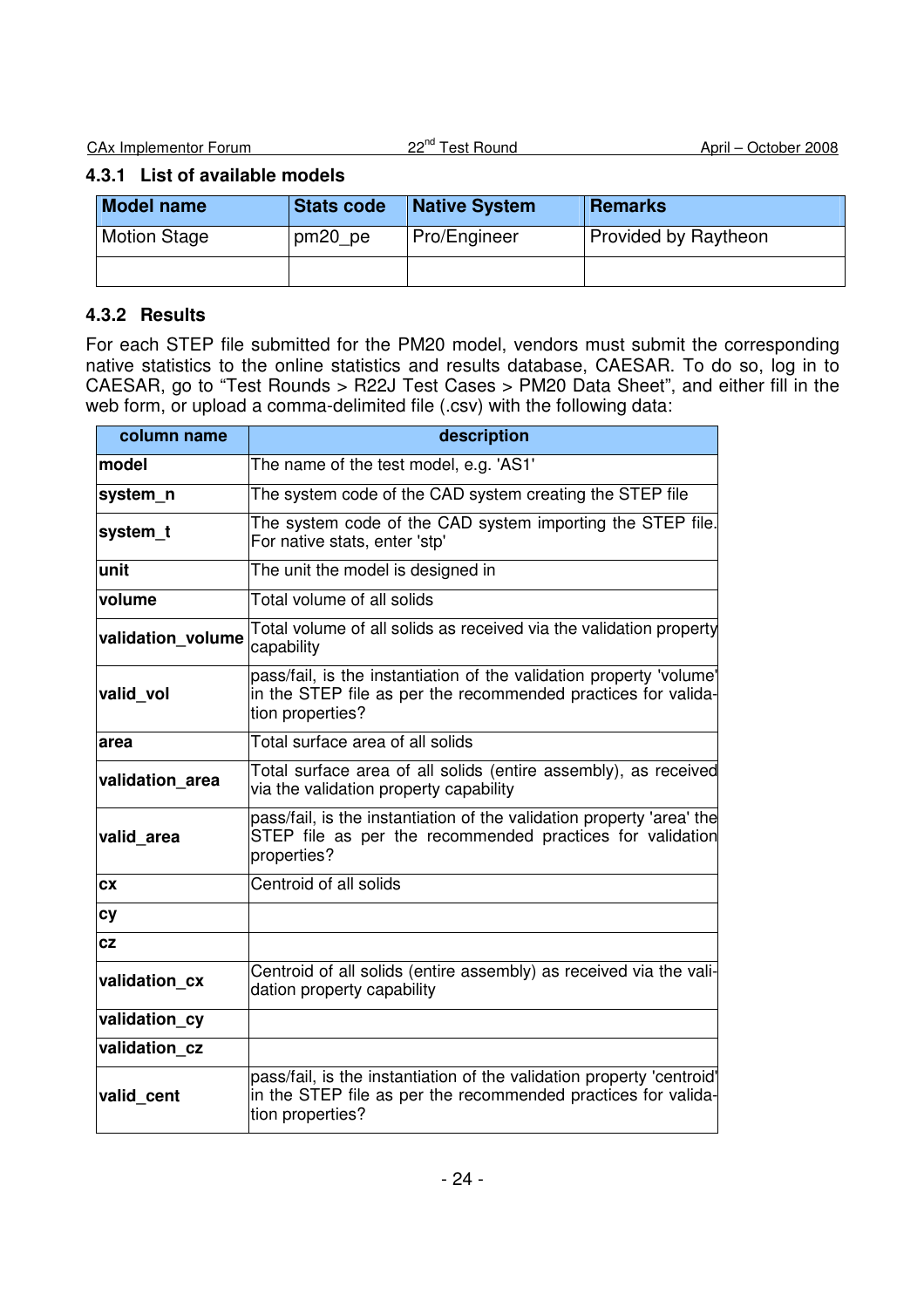### 4.3.1 List of available models

| Model name | Stats code | Native System | Remarks |
|---|---|---|---|
| Motion Stage | pm20_pe | Pro/Engineer | Provided by Raytheon |
| | | | |

### 4.3.2 Results

For each STEP file submitted for the PM20 model, vendors must submit the corresponding native statistics to the online statistics and results database, CAESAR. To do so, log in to CAESAR, go to "Test Rounds > R22J Test Cases > PM20 Data Sheet", and either fill in the web form, or upload a comma-delimited file (.csv) with the following data:

| column name | description |
|---|---|
| **model** | The name of the test model, e.g. 'AS1' |
| **system_n** | The system code of the CAD system creating the STEP file |
| **system_t** | The system code of the CAD system importing the STEP file. For native stats, enter 'stp' |
| **unit** | The unit the model is designed in |
| **volume** | Total volume of all solids |
| **validation_volume** | Total volume of all solids as received via the validation property capability |
| **valid_vol** | pass/fail, is the instantiation of the validation property 'volume' in the STEP file as per the recommended practices for validation properties? |
| **area** | Total surface area of all solids |
| **validation_area** | Total surface area of all solids (entire assembly), as received via the validation property capability |
| **valid_area** | pass/fail, is the instantiation of the validation property 'area' the STEP file as per the recommended practices for validation properties? |
| **cx** | Centroid of all solids |
| **cy** | |
| **cz** | |
| **validation_cx** | Centroid of all solids (entire assembly) as received via the validation property capability |
| **validation_cy** | |
| **validation_cz** | |
| **valid_cent** | pass/fail, is the instantiation of the validation property 'centroid' in the STEP file as per the recommended practices for validation properties? |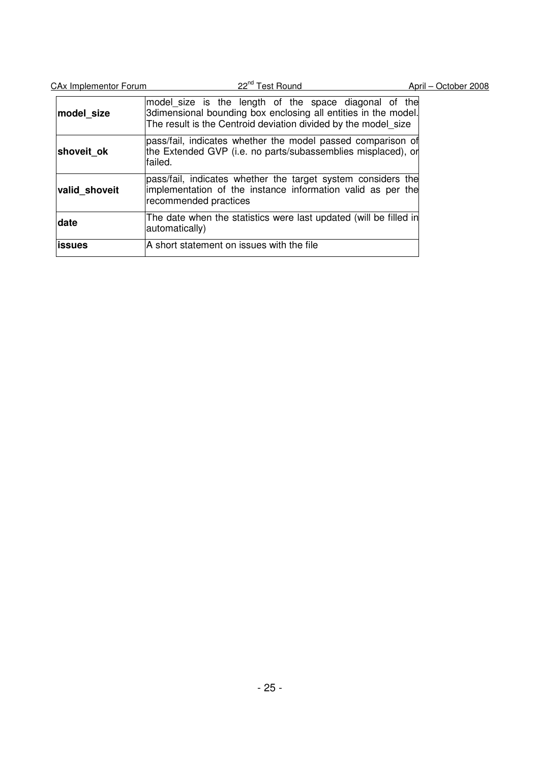| | |
|---|---|
| **model_size** | model_size is the length of the space diagonal of the 3dimensional bounding box enclosing all entities in the model. The result is the Centroid deviation divided by the model_size |
| **shoveit_ok** | pass/fail, indicates whether the model passed comparison of the Extended GVP (i.e. no parts/subassemblies misplaced), or failed. |
| **valid_shoveit** | pass/fail, indicates whether the target system considers the implementation of the instance information valid as per the recommended practices |
| **date** | The date when the statistics were last updated (will be filled in automatically) |
| **issues** | A short statement on issues with the file |